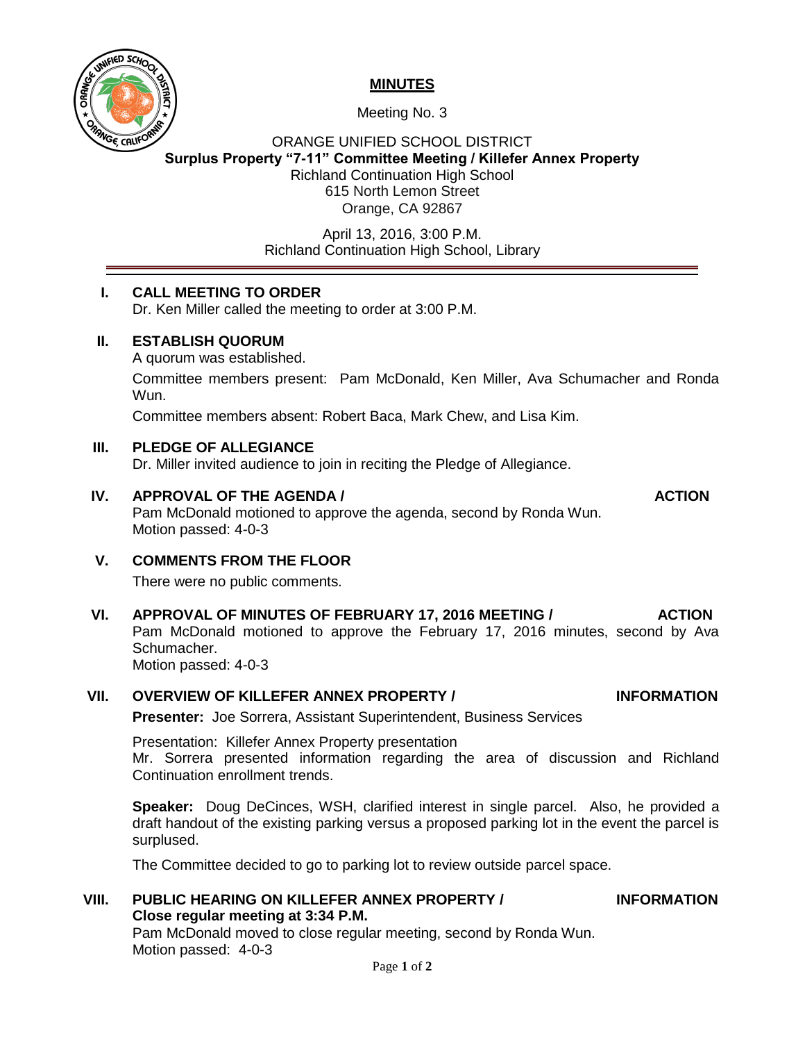# MINUTES

Meeting No. 3

ORANGE UNIFIED SCHOOL DISTRICT
**Surplus Property "7-11" Committee Meeting / Killefer Annex Property**
Richland Continuation High School
615 North Lemon Street
Orange, CA 92867

April 13, 2016, 3:00 P.M.
Richland Continuation High School, Library

---

**I. CALL MEETING TO ORDER**

Dr. Ken Miller called the meeting to order at 3:00 P.M.

**II. ESTABLISH QUORUM**

A quorum was established.

Committee members present: Pam McDonald, Ken Miller, Ava Schumacher and Ronda Wun.

Committee members absent: Robert Baca, Mark Chew, and Lisa Kim.

**III. PLEDGE OF ALLEGIANCE**

Dr. Miller invited audience to join in reciting the Pledge of Allegiance.

**IV. APPROVAL OF THE AGENDA / ACTION**

Pam McDonald motioned to approve the agenda, second by Ronda Wun.
Motion passed: 4-0-3

**V. COMMENTS FROM THE FLOOR**

There were no public comments.

**VI. APPROVAL OF MINUTES OF FEBRUARY 17, 2016 MEETING / ACTION**

Pam McDonald motioned to approve the February 17, 2016 minutes, second by Ava Schumacher.
Motion passed: 4-0-3

**VII. OVERVIEW OF KILLEFER ANNEX PROPERTY / INFORMATION**

**Presenter:** Joe Sorrera, Assistant Superintendent, Business Services

Presentation: Killefer Annex Property presentation
Mr. Sorrera presented information regarding the area of discussion and Richland Continuation enrollment trends.

**Speaker:** Doug DeCinces, WSH, clarified interest in single parcel. Also, he provided a draft handout of the existing parking versus a proposed parking lot in the event the parcel is surplused.

The Committee decided to go to parking lot to review outside parcel space.

**VIII. PUBLIC HEARING ON KILLEFER ANNEX PROPERTY / INFORMATION**
**Close regular meeting at 3:34 P.M.**

Pam McDonald moved to close regular meeting, second by Ronda Wun.
Motion passed: 4-0-3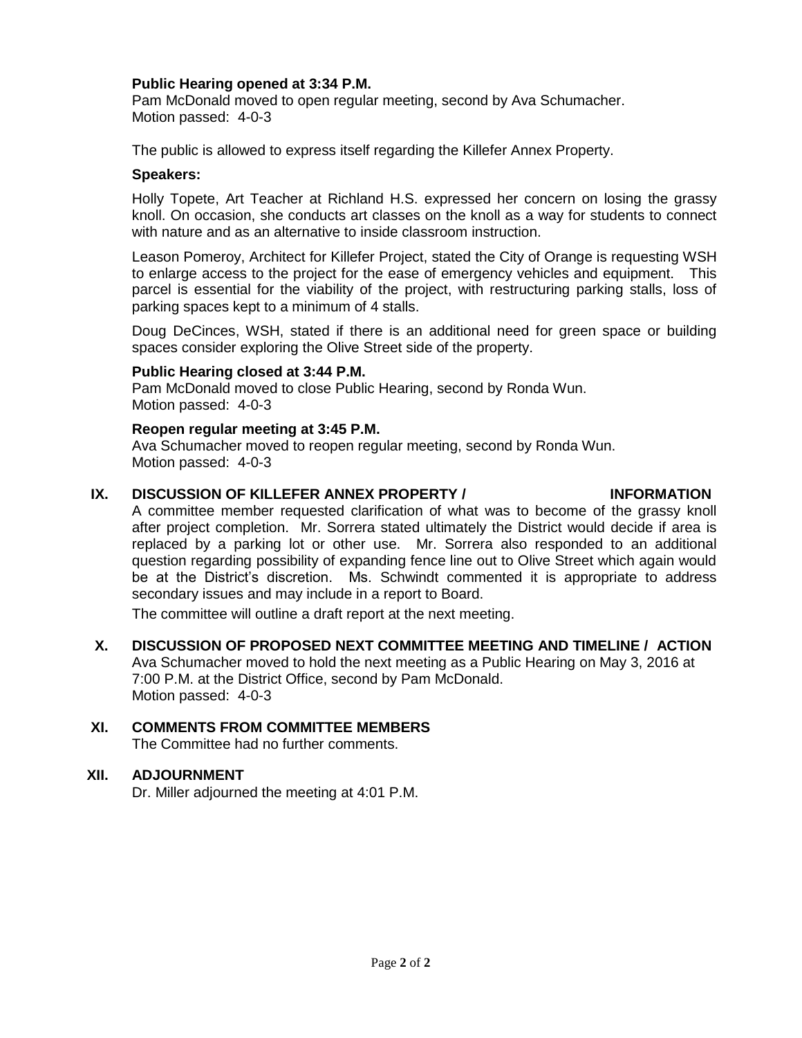**Public Hearing opened at 3:34 P.M.**
Pam McDonald moved to open regular meeting, second by Ava Schumacher.
Motion passed: 4-0-3

The public is allowed to express itself regarding the Killefer Annex Property.

**Speakers:**

Holly Topete, Art Teacher at Richland H.S. expressed her concern on losing the grassy knoll. On occasion, she conducts art classes on the knoll as a way for students to connect with nature and as an alternative to inside classroom instruction.

Leason Pomeroy, Architect for Killefer Project, stated the City of Orange is requesting WSH to enlarge access to the project for the ease of emergency vehicles and equipment. This parcel is essential for the viability of the project, with restructuring parking stalls, loss of parking spaces kept to a minimum of 4 stalls.

Doug DeCinces, WSH, stated if there is an additional need for green space or building spaces consider exploring the Olive Street side of the property.

**Public Hearing closed at 3:44 P.M.**
Pam McDonald moved to close Public Hearing, second by Ronda Wun.
Motion passed: 4-0-3

**Reopen regular meeting at 3:45 P.M.**
Ava Schumacher moved to reopen regular meeting, second by Ronda Wun.
Motion passed: 4-0-3

## IX. DISCUSSION OF KILLEFER ANNEX PROPERTY / INFORMATION

A committee member requested clarification of what was to become of the grassy knoll after project completion. Mr. Sorrera stated ultimately the District would decide if area is replaced by a parking lot or other use. Mr. Sorrera also responded to an additional question regarding possibility of expanding fence line out to Olive Street which again would be at the District's discretion. Ms. Schwindt commented it is appropriate to address secondary issues and may include in a report to Board.

The committee will outline a draft report at the next meeting.

## X. DISCUSSION OF PROPOSED NEXT COMMITTEE MEETING AND TIMELINE / ACTION

Ava Schumacher moved to hold the next meeting as a Public Hearing on May 3, 2016 at 7:00 P.M. at the District Office, second by Pam McDonald.
Motion passed: 4-0-3

## XI. COMMENTS FROM COMMITTEE MEMBERS

The Committee had no further comments.

## XII. ADJOURNMENT

Dr. Miller adjourned the meeting at 4:01 P.M.